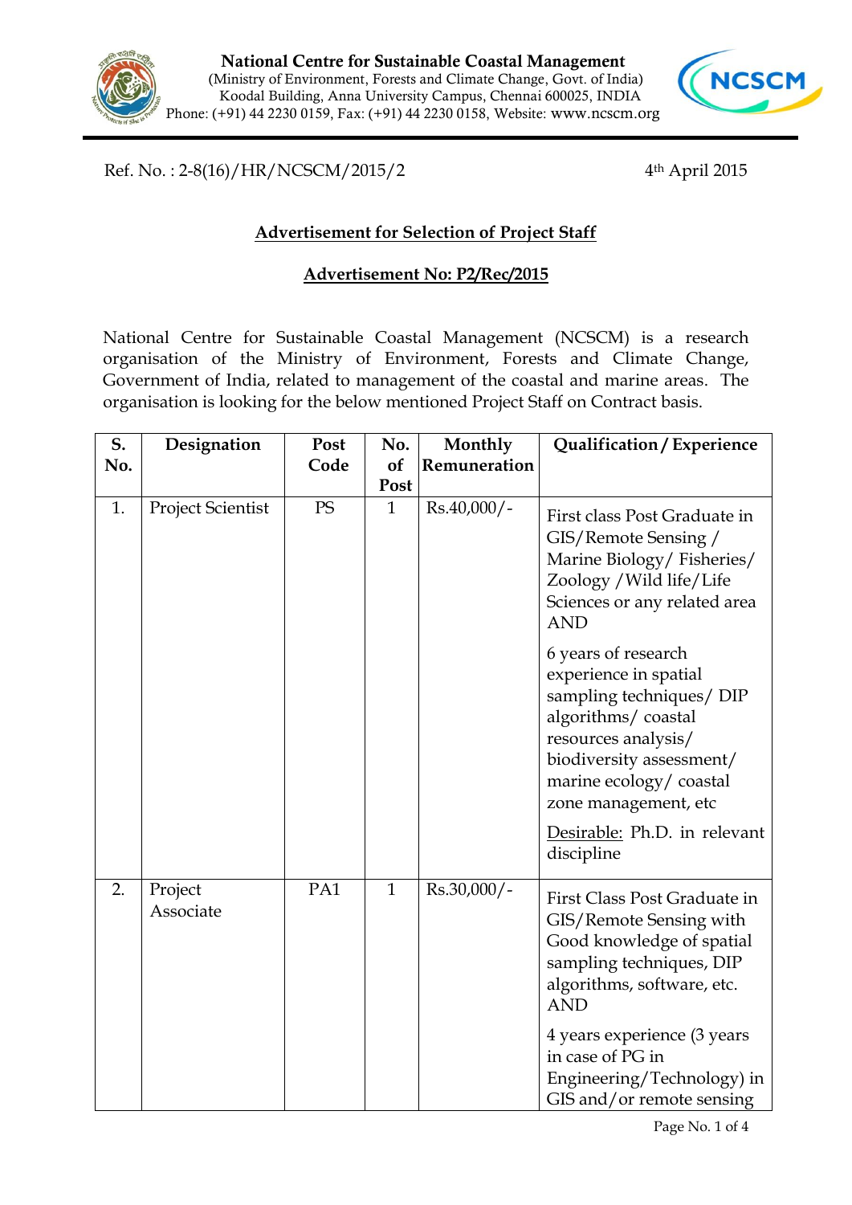**National Centre for Sustainable Coastal Management**
(Ministry of Environment, Forests and Climate Change, Govt. of India)
Koodal Building, Anna University Campus, Chennai 600025, INDIA
Phone: (+91) 44 2230 0159, Fax: (+91) 44 2230 0158, Website: www.ncscm.org

Ref. No. : 2-8(16)/HR/NCSCM/2015/2

4th April 2015

## Advertisement for Selection of Project Staff

## Advertisement No: P2/Rec/2015

National Centre for Sustainable Coastal Management (NCSCM) is a research organisation of the Ministry of Environment, Forests and Climate Change, Government of India, related to management of the coastal and marine areas. The organisation is looking for the below mentioned Project Staff on Contract basis.

| S. No. | Designation | Post Code | No. of Post | Monthly Remuneration | Qualification / Experience |
|---|---|---|---|---|---|
| 1. | Project Scientist | PS | 1 | Rs.40,000/- | First class Post Graduate in GIS/Remote Sensing / Marine Biology/ Fisheries/ Zoology /Wild life/Life Sciences or any related area AND<br><br>6 years of research experience in spatial sampling techniques/ DIP algorithms/ coastal resources analysis/ biodiversity assessment/ marine ecology/ coastal zone management, etc<br><br>Desirable: Ph.D. in relevant discipline |
| 2. | Project Associate | PA1 | 1 | Rs.30,000/- | First Class Post Graduate in GIS/Remote Sensing with Good knowledge of spatial sampling techniques, DIP algorithms, software, etc. AND<br><br>4 years experience (3 years in case of PG in Engineering/Technology) in GIS and/or remote sensing |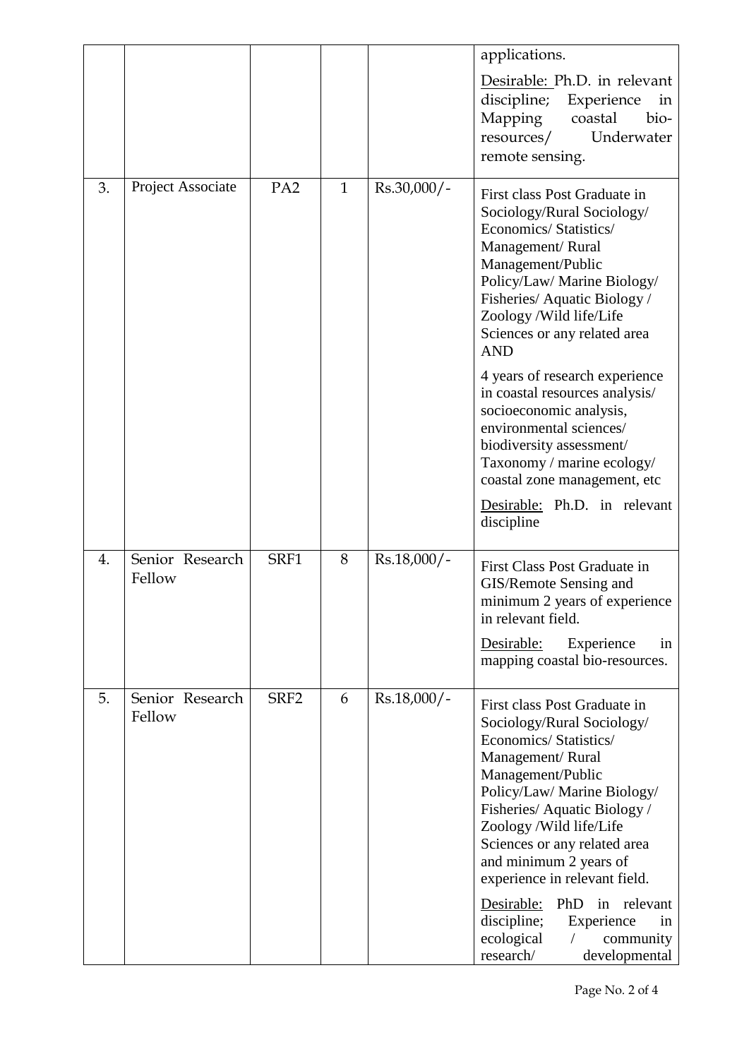| | | | | | applications.<br><br><u>Desirable:</u> Ph.D. in relevant discipline; Experience in Mapping coastal bio-resources/ Underwater remote sensing. |
|---|---|---|---|---|---|
| 3. | Project Associate | PA2 | 1 | Rs.30,000/- | First class Post Graduate in Sociology/Rural Sociology/ Economics/ Statistics/ Management/ Rural Management/Public Policy/Law/ Marine Biology/ Fisheries/ Aquatic Biology / Zoology /Wild life/Life Sciences or any related area AND<br><br>4 years of research experience in coastal resources analysis/ socioeconomic analysis, environmental sciences/ biodiversity assessment/ Taxonomy / marine ecology/ coastal zone management, etc<br><br><u>Desirable:</u> Ph.D. in relevant discipline |
| 4. | Senior Research Fellow | SRF1 | 8 | Rs.18,000/- | First Class Post Graduate in GIS/Remote Sensing and minimum 2 years of experience in relevant field.<br><br><u>Desirable:</u> Experience in mapping coastal bio-resources. |
| 5. | Senior Research Fellow | SRF2 | 6 | Rs.18,000/- | First class Post Graduate in Sociology/Rural Sociology/ Economics/ Statistics/ Management/ Rural Management/Public Policy/Law/ Marine Biology/ Fisheries/ Aquatic Biology / Zoology /Wild life/Life Sciences or any related area and minimum 2 years of experience in relevant field.<br><br><u>Desirable:</u> PhD in relevant discipline; Experience in ecological / community research/ developmental |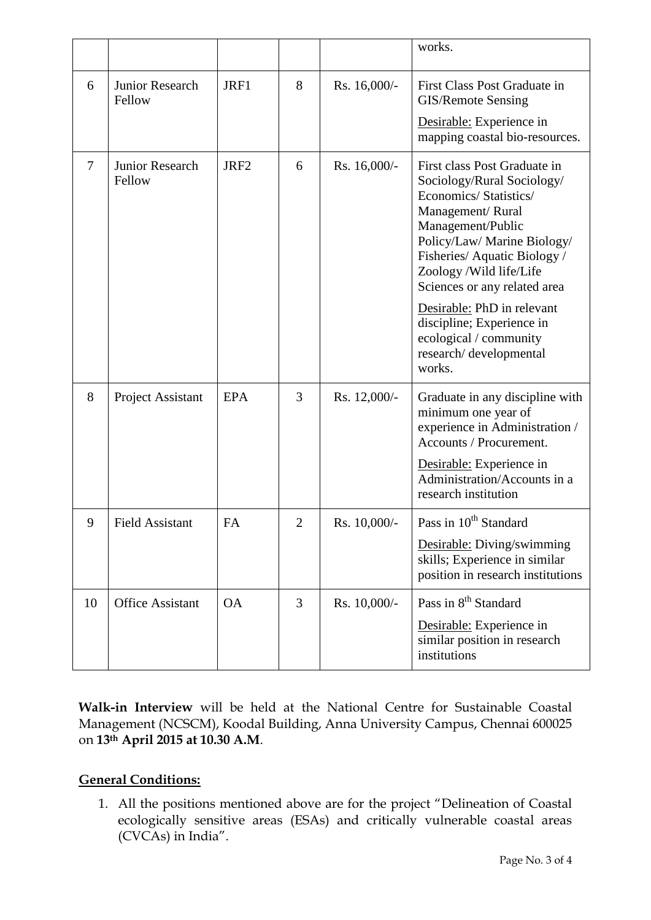| | | | | | works. |
|---|---|---|---|---|---|
| 6 | Junior Research Fellow | JRF1 | 8 | Rs. 16,000/- | First Class Post Graduate in GIS/Remote Sensing<br><br>Desirable: Experience in mapping coastal bio-resources. |
| 7 | Junior Research Fellow | JRF2 | 6 | Rs. 16,000/- | First class Post Graduate in Sociology/Rural Sociology/ Economics/ Statistics/ Management/ Rural Management/Public Policy/Law/ Marine Biology/ Fisheries/ Aquatic Biology / Zoology /Wild life/Life Sciences or any related area<br><br>Desirable: PhD in relevant discipline; Experience in ecological / community research/ developmental works. |
| 8 | Project Assistant | EPA | 3 | Rs. 12,000/- | Graduate in any discipline with minimum one year of experience in Administration / Accounts / Procurement.<br><br>Desirable: Experience in Administration/Accounts in a research institution |
| 9 | Field Assistant | FA | 2 | Rs. 10,000/- | Pass in 10th Standard<br><br>Desirable: Diving/swimming skills; Experience in similar position in research institutions |
| 10 | Office Assistant | OA | 3 | Rs. 10,000/- | Pass in 8th Standard<br><br>Desirable: Experience in similar position in research institutions |

**Walk-in Interview** will be held at the National Centre for Sustainable Coastal Management (NCSCM), Koodal Building, Anna University Campus, Chennai 600025 on **13th April 2015 at 10.30 A.M**.

**General Conditions:**

1. All the positions mentioned above are for the project "Delineation of Coastal ecologically sensitive areas (ESAs) and critically vulnerable coastal areas (CVCAs) in India".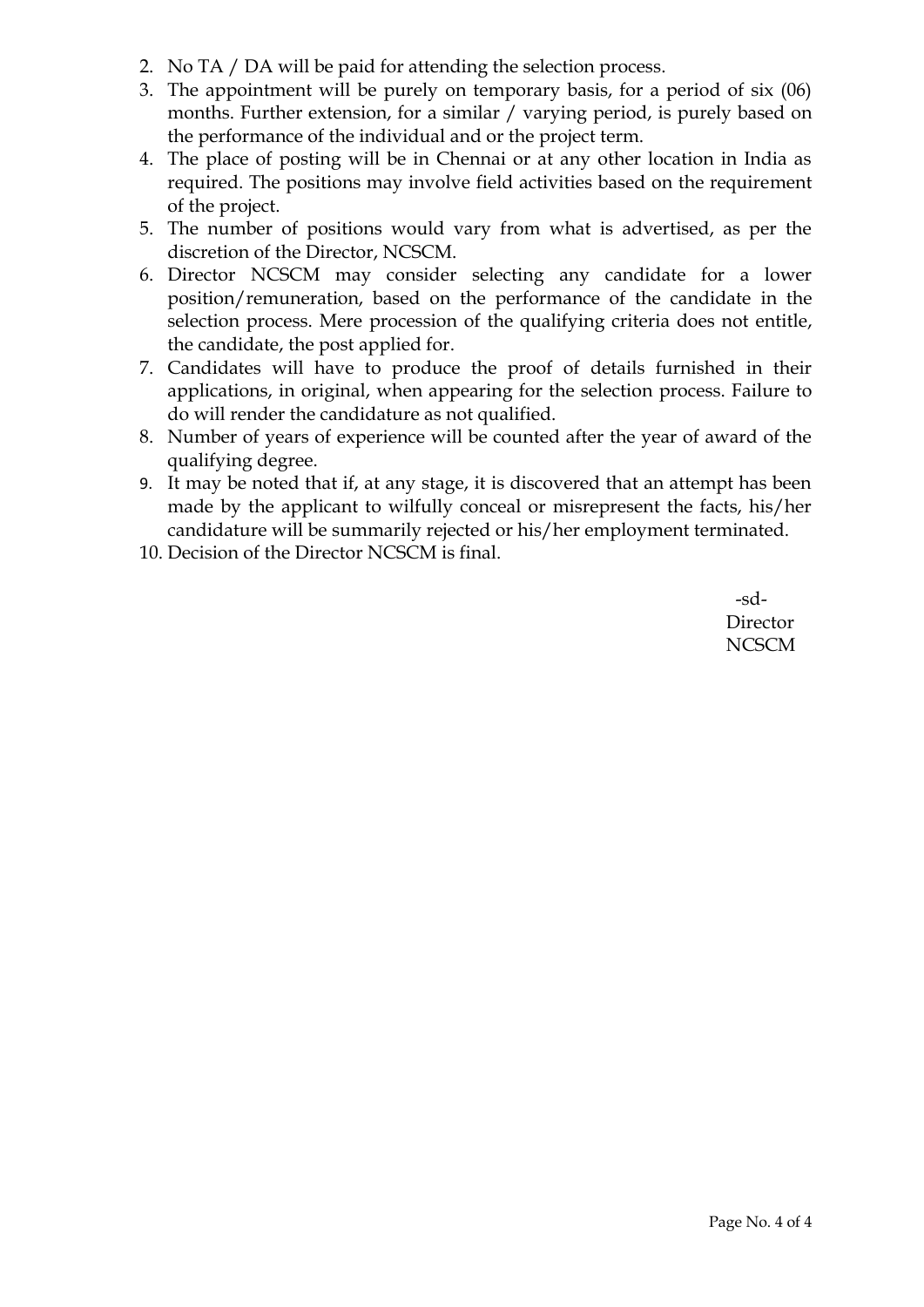2. No TA / DA will be paid for attending the selection process.
3. The appointment will be purely on temporary basis, for a period of six (06) months. Further extension, for a similar / varying period, is purely based on the performance of the individual and or the project term.
4. The place of posting will be in Chennai or at any other location in India as required. The positions may involve field activities based on the requirement of the project.
5. The number of positions would vary from what is advertised, as per the discretion of the Director, NCSCM.
6. Director NCSCM may consider selecting any candidate for a lower position/remuneration, based on the performance of the candidate in the selection process. Mere procession of the qualifying criteria does not entitle, the candidate, the post applied for.
7. Candidates will have to produce the proof of details furnished in their applications, in original, when appearing for the selection process. Failure to do will render the candidature as not qualified.
8. Number of years of experience will be counted after the year of award of the qualifying degree.
9. It may be noted that if, at any stage, it is discovered that an attempt has been made by the applicant to wilfully conceal or misrepresent the facts, his/her candidature will be summarily rejected or his/her employment terminated.
10. Decision of the Director NCSCM is final.

-sd-
Director
NCSCM